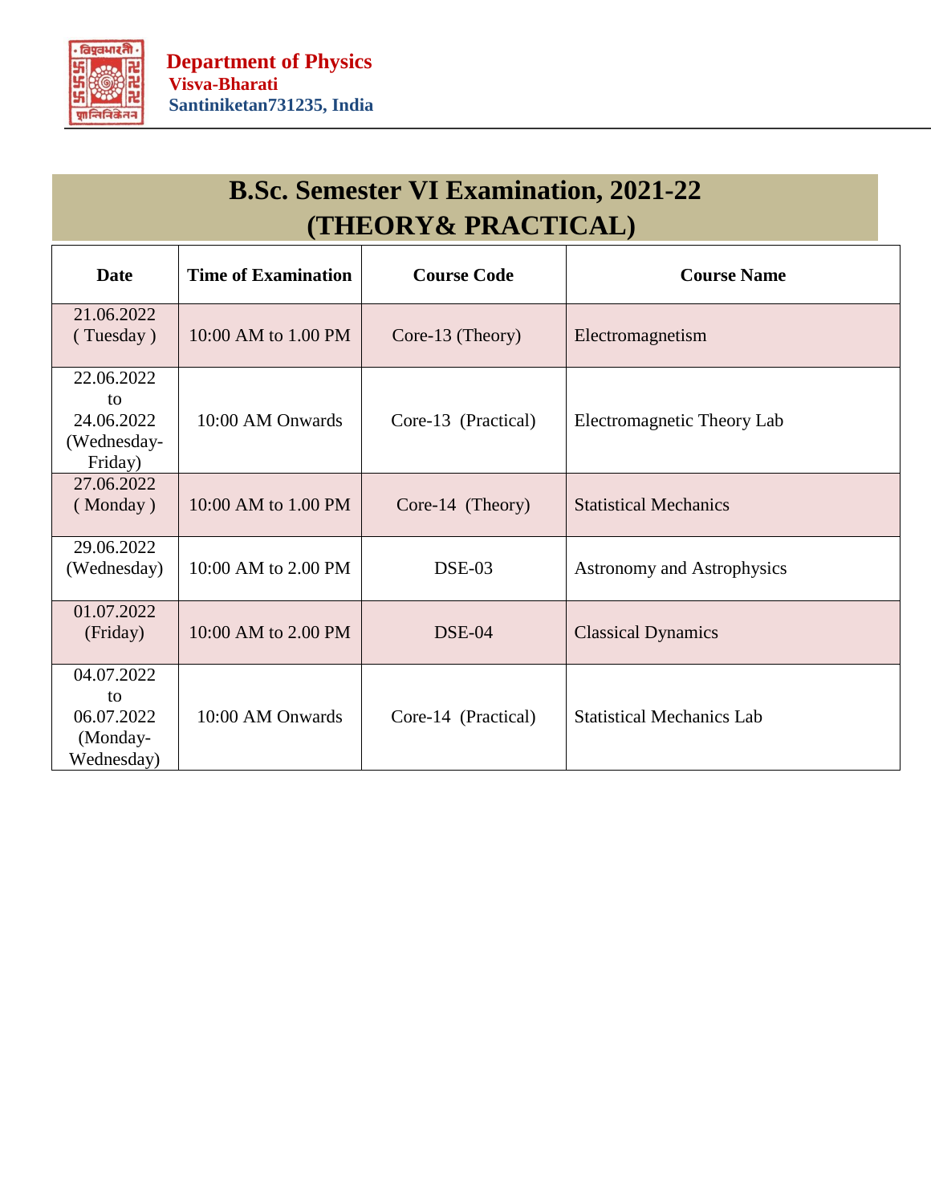**Department of Physics**
**Visva-Bharati**
**Santiniketan731235, India**

# B.Sc. Semester VI Examination, 2021-22
# (THEORY& PRACTICAL)

| Date | Time of Examination | Course Code | Course Name |
|---|---|---|---|
| 21.06.2022 ( Tuesday ) | 10:00 AM to 1.00 PM | Core-13 (Theory) | Electromagnetism |
| 22.06.2022 to 24.06.2022 (Wednesday-Friday) | 10:00 AM Onwards | Core-13 (Practical) | Electromagnetic Theory Lab |
| 27.06.2022 ( Monday ) | 10:00 AM to 1.00 PM | Core-14 (Theory) | Statistical Mechanics |
| 29.06.2022 (Wednesday) | 10:00 AM to 2.00 PM | DSE-03 | Astronomy and Astrophysics |
| 01.07.2022 (Friday) | 10:00 AM to 2.00 PM | DSE-04 | Classical Dynamics |
| 04.07.2022 to 06.07.2022 (Monday-Wednesday) | 10:00 AM Onwards | Core-14 (Practical) | Statistical Mechanics Lab |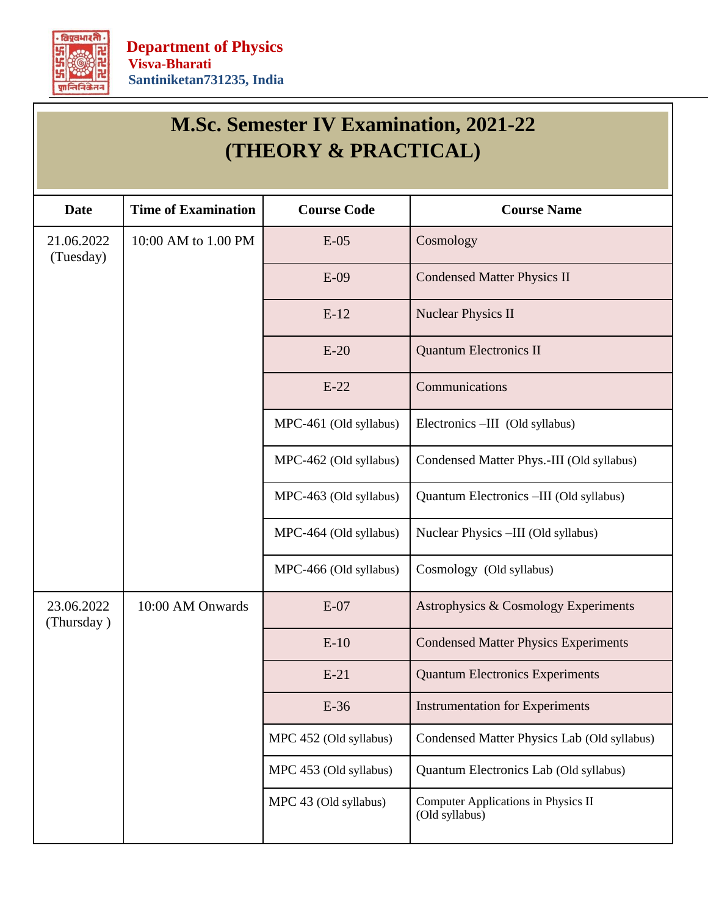**Department of Physics**
**Visva-Bharati**
**Santiniketan731235, India**

# M.Sc. Semester IV Examination, 2021-22
# (THEORY & PRACTICAL)

| Date | Time of Examination | Course Code | Course Name |
|---|---|---|---|
| 21.06.2022 (Tuesday) | 10:00 AM to 1.00 PM | E-05 | Cosmology |
| | | E-09 | Condensed Matter Physics II |
| | | E-12 | Nuclear Physics II |
| | | E-20 | Quantum Electronics II |
| | | E-22 | Communications |
| | | MPC-461 (Old syllabus) | Electronics –III (Old syllabus) |
| | | MPC-462 (Old syllabus) | Condensed Matter Phys.-III (Old syllabus) |
| | | MPC-463 (Old syllabus) | Quantum Electronics –III (Old syllabus) |
| | | MPC-464 (Old syllabus) | Nuclear Physics –III (Old syllabus) |
| | | MPC-466 (Old syllabus) | Cosmology (Old syllabus) |
| 23.06.2022 (Thursday ) | 10:00 AM Onwards | E-07 | Astrophysics & Cosmology Experiments |
| | | E-10 | Condensed Matter Physics Experiments |
| | | E-21 | Quantum Electronics Experiments |
| | | E-36 | Instrumentation for Experiments |
| | | MPC 452 (Old syllabus) | Condensed Matter Physics Lab (Old syllabus) |
| | | MPC 453 (Old syllabus) | Quantum Electronics Lab (Old syllabus) |
| | | MPC 43 (Old syllabus) | Computer Applications in Physics II (Old syllabus) |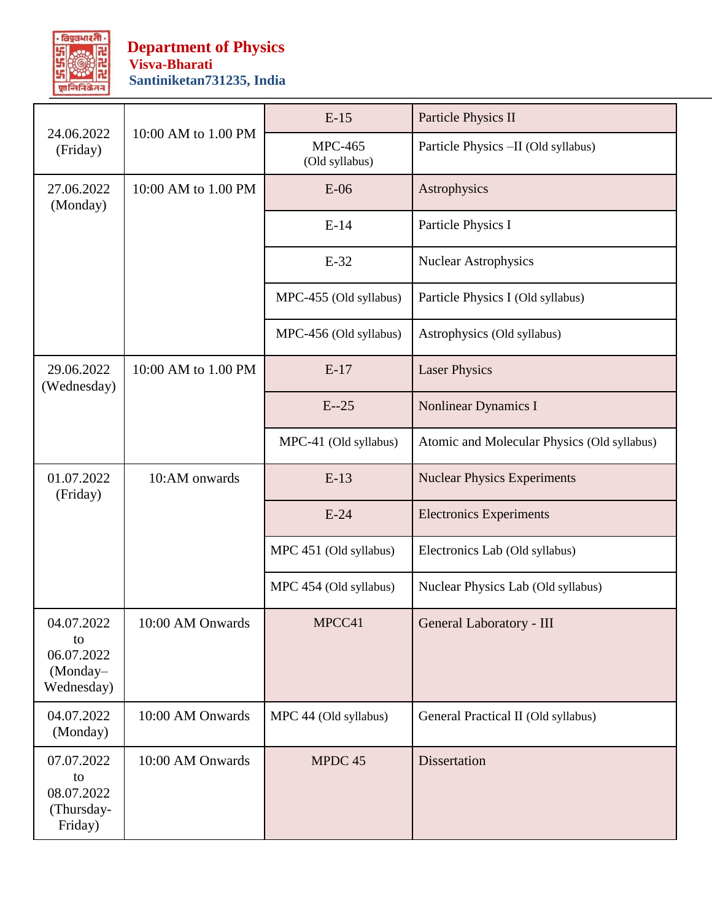**Department of Physics**
**Visva-Bharati**
**Santiniketan731235, India**

| | | | |
|---|---|---|---|
| 24.06.2022 (Friday) | 10:00 AM to 1.00 PM | E-15 | Particle Physics II |
| | | MPC-465 (Old syllabus) | Particle Physics –II (Old syllabus) |
| 27.06.2022 (Monday) | 10:00 AM to 1.00 PM | E-06 | Astrophysics |
| | | E-14 | Particle Physics I |
| | | E-32 | Nuclear Astrophysics |
| | | MPC-455 (Old syllabus) | Particle Physics I (Old syllabus) |
| | | MPC-456 (Old syllabus) | Astrophysics (Old syllabus) |
| 29.06.2022 (Wednesday) | 10:00 AM to 1.00 PM | E-17 | Laser Physics |
| | | E--25 | Nonlinear Dynamics I |
| | | MPC-41 (Old syllabus) | Atomic and Molecular Physics (Old syllabus) |
| 01.07.2022 (Friday) | 10:AM onwards | E-13 | Nuclear Physics Experiments |
| | | E-24 | Electronics Experiments |
| | | MPC 451 (Old syllabus) | Electronics Lab (Old syllabus) |
| | | MPC 454 (Old syllabus) | Nuclear Physics Lab (Old syllabus) |
| 04.07.2022 to 06.07.2022 (Monday–Wednesday) | 10:00 AM Onwards | MPCC41 | General Laboratory - III |
| 04.07.2022 (Monday) | 10:00 AM Onwards | MPC 44 (Old syllabus) | General Practical II (Old syllabus) |
| 07.07.2022 to 08.07.2022 (Thursday-Friday) | 10:00 AM Onwards | MPDC 45 | Dissertation |